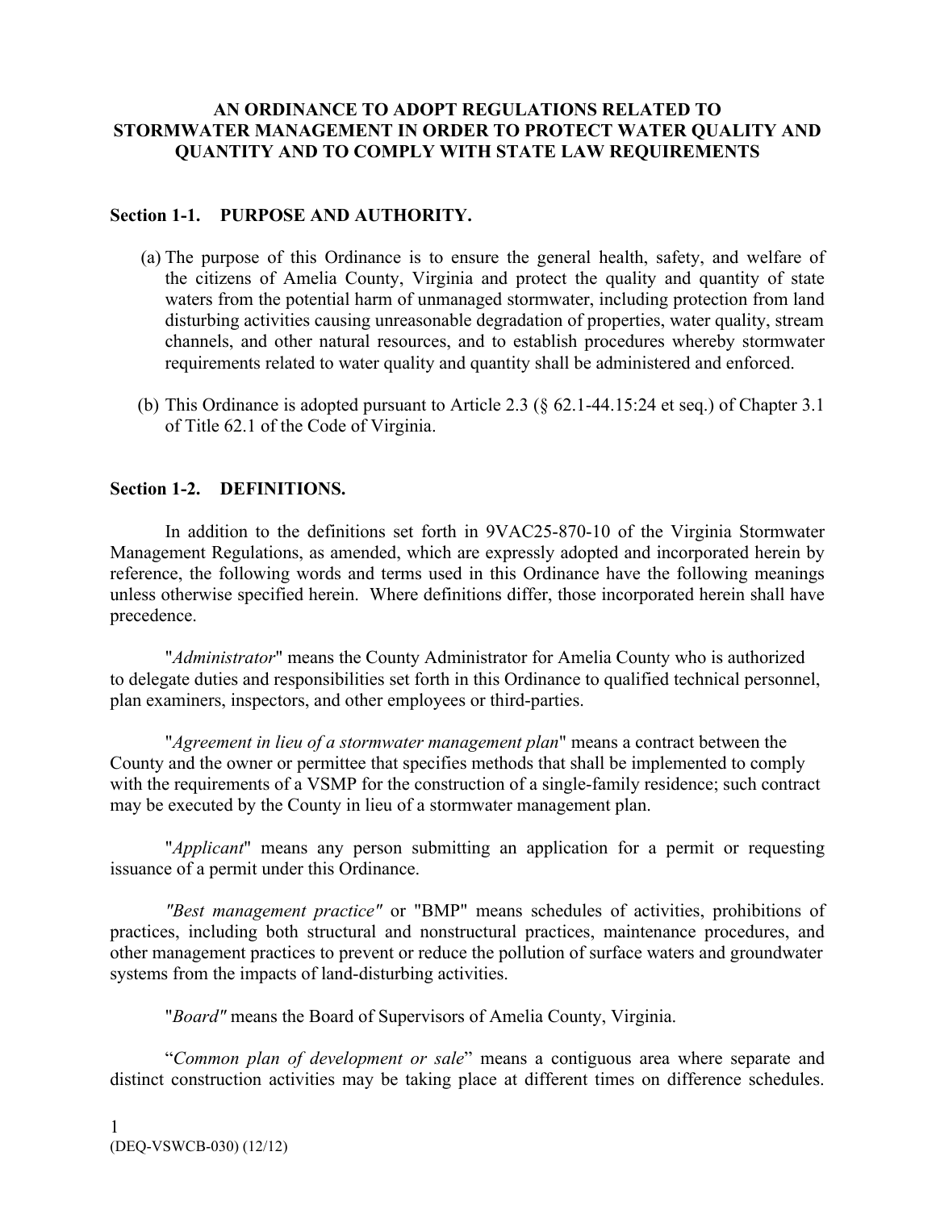# AN ORDINANCE TO ADOPT REGULATIONS RELATED TO STORMWATER MANAGEMENT IN ORDER TO PROTECT WATER QUALITY AND QUANTITY AND TO COMPLY WITH STATE LAW REQUIREMENTS

## Section 1-1. PURPOSE AND AUTHORITY.

(a) The purpose of this Ordinance is to ensure the general health, safety, and welfare of the citizens of Amelia County, Virginia and protect the quality and quantity of state waters from the potential harm of unmanaged stormwater, including protection from land disturbing activities causing unreasonable degradation of properties, water quality, stream channels, and other natural resources, and to establish procedures whereby stormwater requirements related to water quality and quantity shall be administered and enforced.

(b) This Ordinance is adopted pursuant to Article 2.3 (§ 62.1-44.15:24 et seq.) of Chapter 3.1 of Title 62.1 of the Code of Virginia.

## Section 1-2. DEFINITIONS.

In addition to the definitions set forth in 9VAC25-870-10 of the Virginia Stormwater Management Regulations, as amended, which are expressly adopted and incorporated herein by reference, the following words and terms used in this Ordinance have the following meanings unless otherwise specified herein. Where definitions differ, those incorporated herein shall have precedence.

"*Administrator*" means the County Administrator for Amelia County who is authorized to delegate duties and responsibilities set forth in this Ordinance to qualified technical personnel, plan examiners, inspectors, and other employees or third-parties.

"*Agreement in lieu of a stormwater management plan*" means a contract between the County and the owner or permittee that specifies methods that shall be implemented to comply with the requirements of a VSMP for the construction of a single-family residence; such contract may be executed by the County in lieu of a stormwater management plan.

"*Applicant*" means any person submitting an application for a permit or requesting issuance of a permit under this Ordinance.

*"Best management practice"* or "BMP" means schedules of activities, prohibitions of practices, including both structural and nonstructural practices, maintenance procedures, and other management practices to prevent or reduce the pollution of surface waters and groundwater systems from the impacts of land-disturbing activities.

"*Board"* means the Board of Supervisors of Amelia County, Virginia.

"*Common plan of development or sale*" means a contiguous area where separate and distinct construction activities may be taking place at different times on difference schedules.

(DEQ-VSWCB-030) (12/12)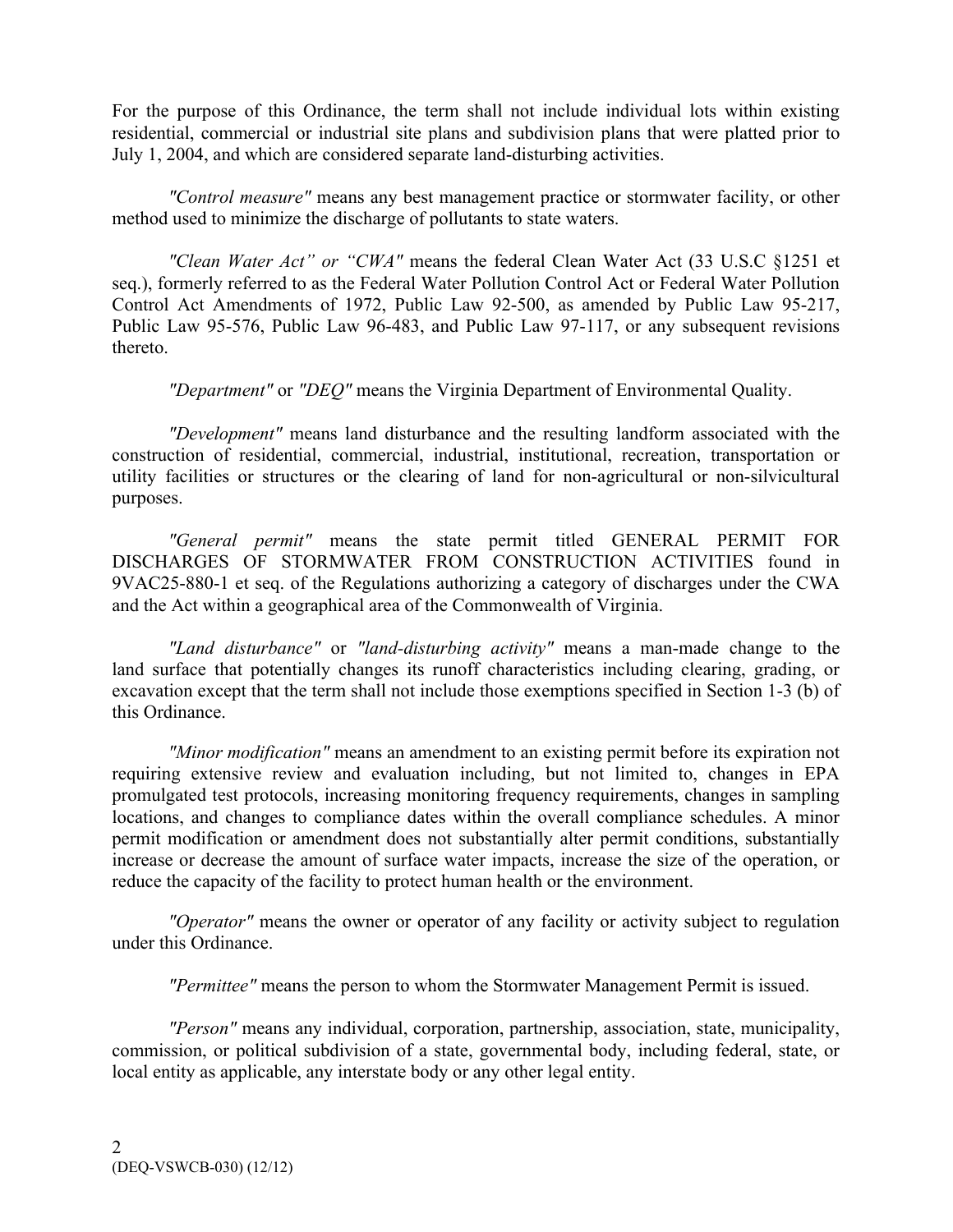For the purpose of this Ordinance, the term shall not include individual lots within existing residential, commercial or industrial site plans and subdivision plans that were platted prior to July 1, 2004, and which are considered separate land-disturbing activities.

*"Control measure"* means any best management practice or stormwater facility, or other method used to minimize the discharge of pollutants to state waters.

*"Clean Water Act" or "CWA"* means the federal Clean Water Act (33 U.S.C §1251 et seq.), formerly referred to as the Federal Water Pollution Control Act or Federal Water Pollution Control Act Amendments of 1972, Public Law 92-500, as amended by Public Law 95-217, Public Law 95-576, Public Law 96-483, and Public Law 97-117, or any subsequent revisions thereto.

*"Department"* or *"DEQ"* means the Virginia Department of Environmental Quality.

*"Development"* means land disturbance and the resulting landform associated with the construction of residential, commercial, industrial, institutional, recreation, transportation or utility facilities or structures or the clearing of land for non-agricultural or non-silvicultural purposes.

*"General permit"* means the state permit titled GENERAL PERMIT FOR DISCHARGES OF STORMWATER FROM CONSTRUCTION ACTIVITIES found in 9VAC25-880-1 et seq. of the Regulations authorizing a category of discharges under the CWA and the Act within a geographical area of the Commonwealth of Virginia.

*"Land disturbance"* or *"land-disturbing activity"* means a man-made change to the land surface that potentially changes its runoff characteristics including clearing, grading, or excavation except that the term shall not include those exemptions specified in Section 1-3 (b) of this Ordinance.

*"Minor modification"* means an amendment to an existing permit before its expiration not requiring extensive review and evaluation including, but not limited to, changes in EPA promulgated test protocols, increasing monitoring frequency requirements, changes in sampling locations, and changes to compliance dates within the overall compliance schedules. A minor permit modification or amendment does not substantially alter permit conditions, substantially increase or decrease the amount of surface water impacts, increase the size of the operation, or reduce the capacity of the facility to protect human health or the environment.

*"Operator"* means the owner or operator of any facility or activity subject to regulation under this Ordinance.

*"Permittee"* means the person to whom the Stormwater Management Permit is issued.

*"Person"* means any individual, corporation, partnership, association, state, municipality, commission, or political subdivision of a state, governmental body, including federal, state, or local entity as applicable, any interstate body or any other legal entity.

(DEQ-VSWCB-030) (12/12)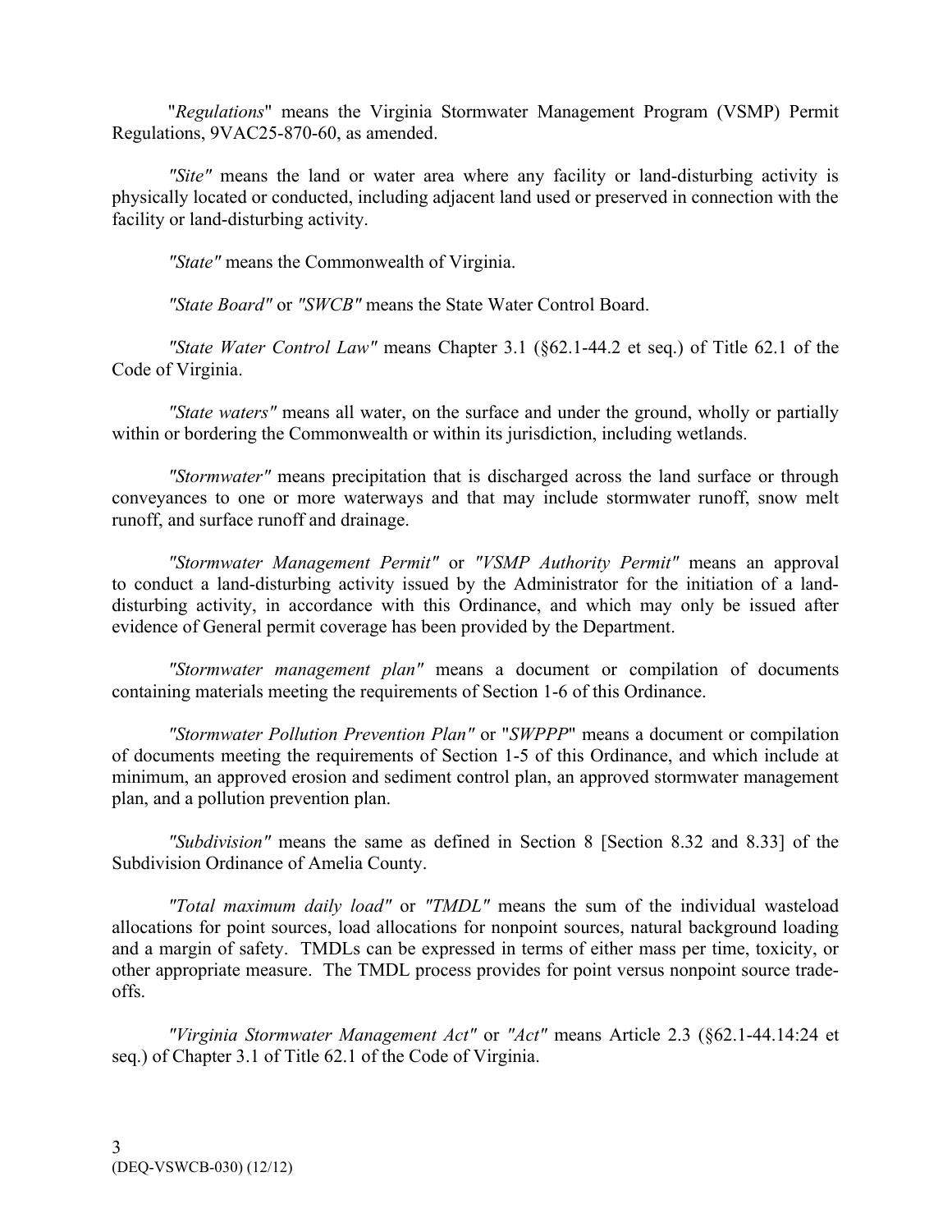"*Regulations*" means the Virginia Stormwater Management Program (VSMP) Permit Regulations, 9VAC25-870-60, as amended.

*"Site"* means the land or water area where any facility or land-disturbing activity is physically located or conducted, including adjacent land used or preserved in connection with the facility or land-disturbing activity.

*"State"* means the Commonwealth of Virginia.

*"State Board"* or *"SWCB"* means the State Water Control Board.

*"State Water Control Law"* means Chapter 3.1 (§62.1-44.2 et seq.) of Title 62.1 of the Code of Virginia.

*"State waters"* means all water, on the surface and under the ground, wholly or partially within or bordering the Commonwealth or within its jurisdiction, including wetlands.

*"Stormwater"* means precipitation that is discharged across the land surface or through conveyances to one or more waterways and that may include stormwater runoff, snow melt runoff, and surface runoff and drainage.

*"Stormwater Management Permit"* or *"VSMP Authority Permit"* means an approval to conduct a land-disturbing activity issued by the Administrator for the initiation of a land-disturbing activity, in accordance with this Ordinance, and which may only be issued after evidence of General permit coverage has been provided by the Department.

*"Stormwater management plan"* means a document or compilation of documents containing materials meeting the requirements of Section 1-6 of this Ordinance.

*"Stormwater Pollution Prevention Plan"* or "*SWPPP*" means a document or compilation of documents meeting the requirements of Section 1-5 of this Ordinance, and which include at minimum, an approved erosion and sediment control plan, an approved stormwater management plan, and a pollution prevention plan.

*"Subdivision"* means the same as defined in Section 8 [Section 8.32 and 8.33] of the Subdivision Ordinance of Amelia County.

*"Total maximum daily load"* or *"TMDL"* means the sum of the individual wasteload allocations for point sources, load allocations for nonpoint sources, natural background loading and a margin of safety. TMDLs can be expressed in terms of either mass per time, toxicity, or other appropriate measure. The TMDL process provides for point versus nonpoint source trade-offs.

*"Virginia Stormwater Management Act"* or *"Act"* means Article 2.3 (§62.1-44.14:24 et seq.) of Chapter 3.1 of Title 62.1 of the Code of Virginia.

(DEQ-VSWCB-030) (12/12)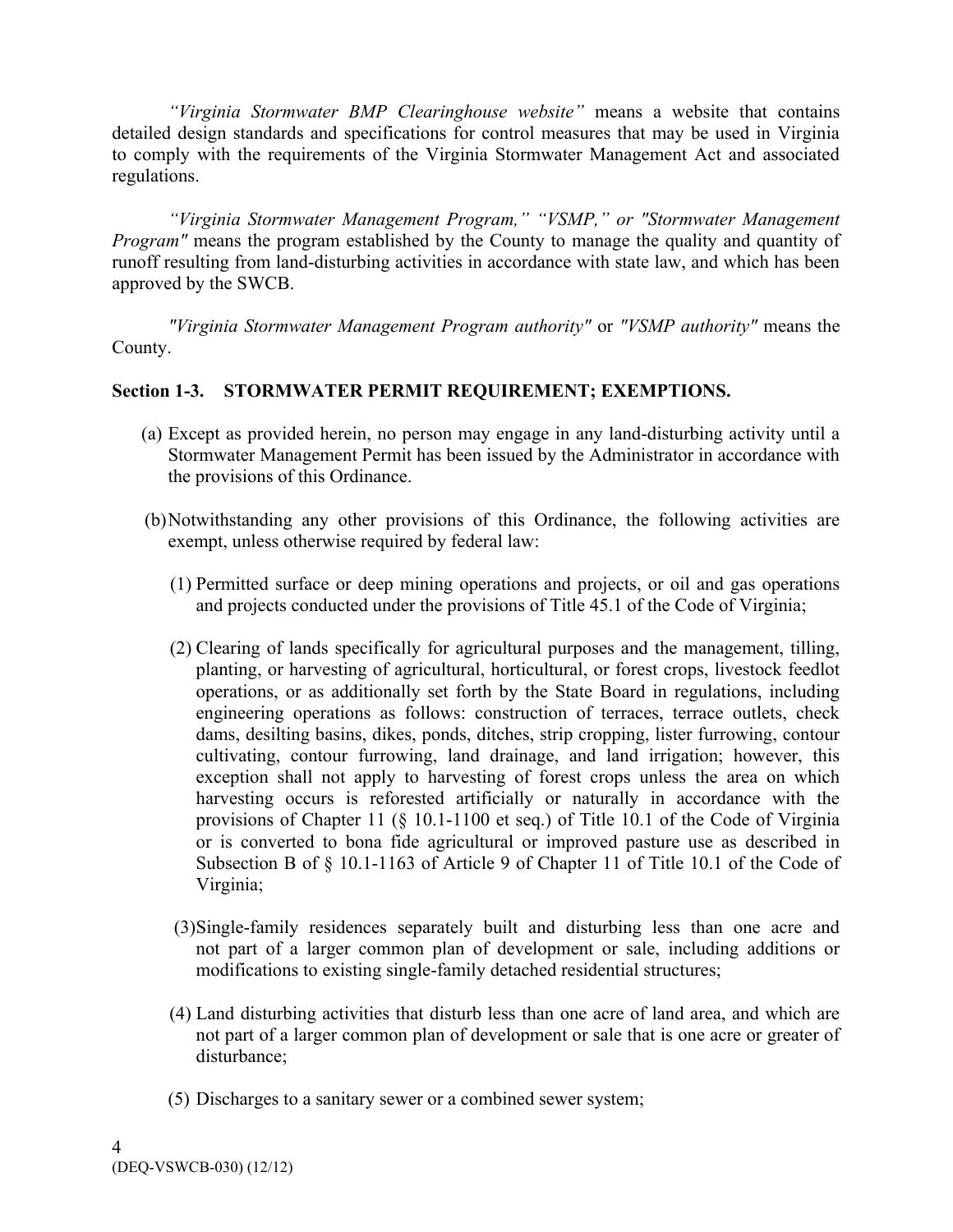*"Virginia Stormwater BMP Clearinghouse website"* means a website that contains detailed design standards and specifications for control measures that may be used in Virginia to comply with the requirements of the Virginia Stormwater Management Act and associated regulations.

*"Virginia Stormwater Management Program," "VSMP," or "Stormwater Management Program"* means the program established by the County to manage the quality and quantity of runoff resulting from land-disturbing activities in accordance with state law, and which has been approved by the SWCB.

*"Virginia Stormwater Management Program authority"* or *"VSMP authority"* means the County.

**Section 1-3. STORMWATER PERMIT REQUIREMENT; EXEMPTIONS.**

(a) Except as provided herein, no person may engage in any land-disturbing activity until a Stormwater Management Permit has been issued by the Administrator in accordance with the provisions of this Ordinance.

(b) Notwithstanding any other provisions of this Ordinance, the following activities are exempt, unless otherwise required by federal law:

(1) Permitted surface or deep mining operations and projects, or oil and gas operations and projects conducted under the provisions of Title 45.1 of the Code of Virginia;

(2) Clearing of lands specifically for agricultural purposes and the management, tilling, planting, or harvesting of agricultural, horticultural, or forest crops, livestock feedlot operations, or as additionally set forth by the State Board in regulations, including engineering operations as follows: construction of terraces, terrace outlets, check dams, desilting basins, dikes, ponds, ditches, strip cropping, lister furrowing, contour cultivating, contour furrowing, land drainage, and land irrigation; however, this exception shall not apply to harvesting of forest crops unless the area on which harvesting occurs is reforested artificially or naturally in accordance with the provisions of Chapter 11 (§ 10.1-1100 et seq.) of Title 10.1 of the Code of Virginia or is converted to bona fide agricultural or improved pasture use as described in Subsection B of § 10.1-1163 of Article 9 of Chapter 11 of Title 10.1 of the Code of Virginia;

(3) Single-family residences separately built and disturbing less than one acre and not part of a larger common plan of development or sale, including additions or modifications to existing single-family detached residential structures;

(4) Land disturbing activities that disturb less than one acre of land area, and which are not part of a larger common plan of development or sale that is one acre or greater of disturbance;

(5) Discharges to a sanitary sewer or a combined sewer system;

(DEQ-VSWCB-030) (12/12)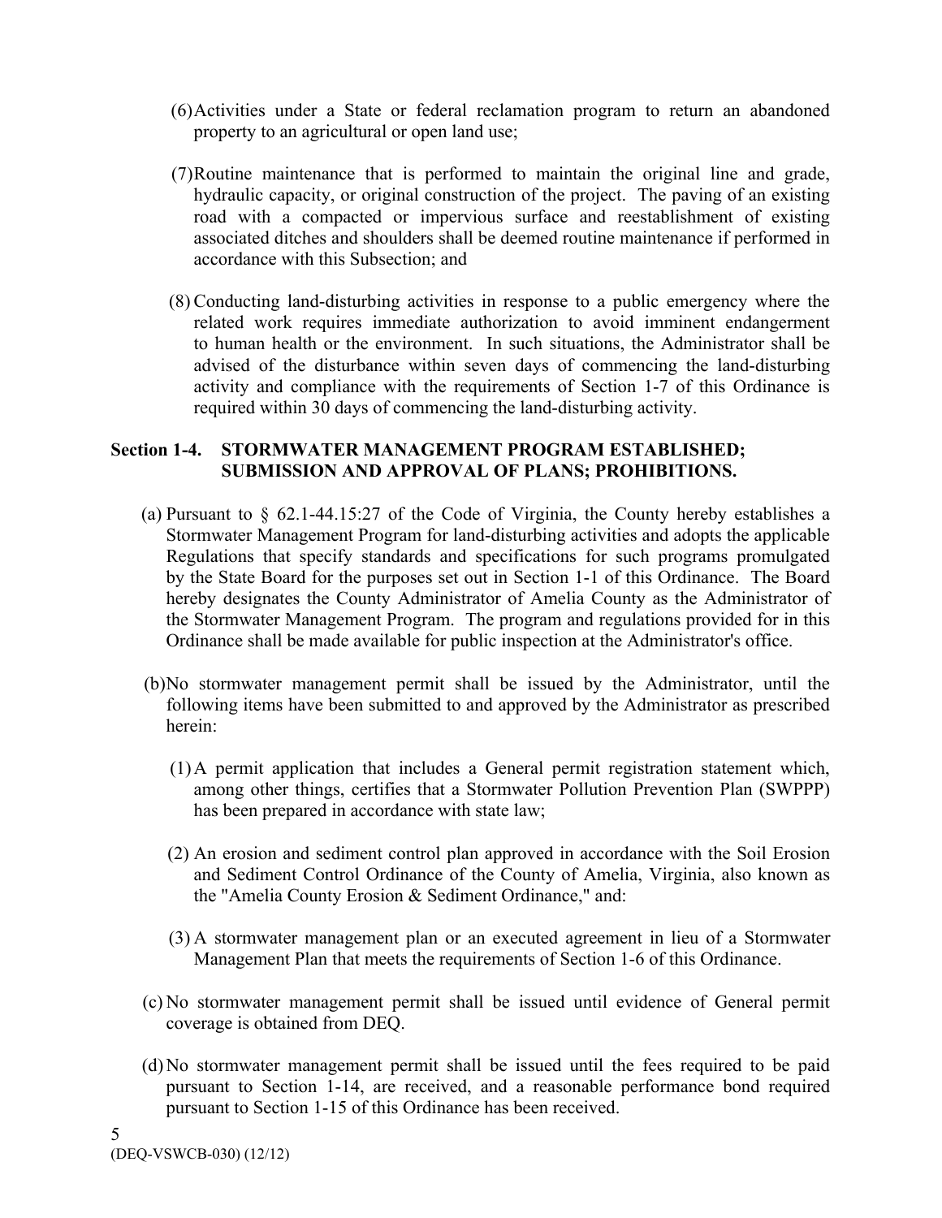(6) Activities under a State or federal reclamation program to return an abandoned property to an agricultural or open land use;

(7) Routine maintenance that is performed to maintain the original line and grade, hydraulic capacity, or original construction of the project. The paving of an existing road with a compacted or impervious surface and reestablishment of existing associated ditches and shoulders shall be deemed routine maintenance if performed in accordance with this Subsection; and

(8) Conducting land-disturbing activities in response to a public emergency where the related work requires immediate authorization to avoid imminent endangerment to human health or the environment. In such situations, the Administrator shall be advised of the disturbance within seven days of commencing the land-disturbing activity and compliance with the requirements of Section 1-7 of this Ordinance is required within 30 days of commencing the land-disturbing activity.

**Section 1-4. STORMWATER MANAGEMENT PROGRAM ESTABLISHED; SUBMISSION AND APPROVAL OF PLANS; PROHIBITIONS.**

(a) Pursuant to § 62.1-44.15:27 of the Code of Virginia, the County hereby establishes a Stormwater Management Program for land-disturbing activities and adopts the applicable Regulations that specify standards and specifications for such programs promulgated by the State Board for the purposes set out in Section 1-1 of this Ordinance. The Board hereby designates the County Administrator of Amelia County as the Administrator of the Stormwater Management Program. The program and regulations provided for in this Ordinance shall be made available for public inspection at the Administrator's office.

(b) No stormwater management permit shall be issued by the Administrator, until the following items have been submitted to and approved by the Administrator as prescribed herein:

(1) A permit application that includes a General permit registration statement which, among other things, certifies that a Stormwater Pollution Prevention Plan (SWPPP) has been prepared in accordance with state law;

(2) An erosion and sediment control plan approved in accordance with the Soil Erosion and Sediment Control Ordinance of the County of Amelia, Virginia, also known as the "Amelia County Erosion & Sediment Ordinance," and:

(3) A stormwater management plan or an executed agreement in lieu of a Stormwater Management Plan that meets the requirements of Section 1-6 of this Ordinance.

(c) No stormwater management permit shall be issued until evidence of General permit coverage is obtained from DEQ.

(d) No stormwater management permit shall be issued until the fees required to be paid pursuant to Section 1-14, are received, and a reasonable performance bond required pursuant to Section 1-15 of this Ordinance has been received.

(DEQ-VSWCB-030) (12/12)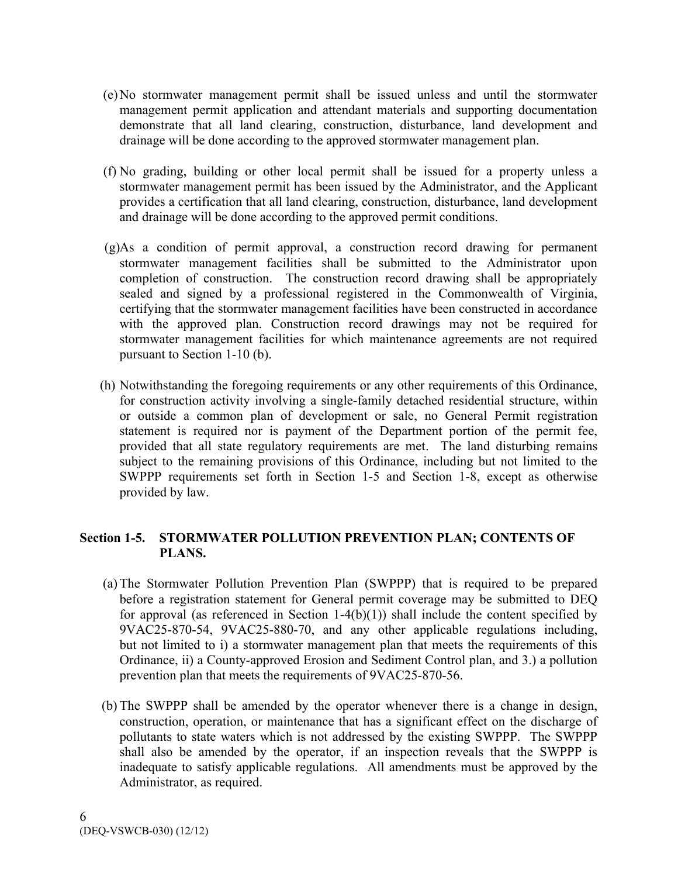(e) No stormwater management permit shall be issued unless and until the stormwater management permit application and attendant materials and supporting documentation demonstrate that all land clearing, construction, disturbance, land development and drainage will be done according to the approved stormwater management plan.

(f) No grading, building or other local permit shall be issued for a property unless a stormwater management permit has been issued by the Administrator, and the Applicant provides a certification that all land clearing, construction, disturbance, land development and drainage will be done according to the approved permit conditions.

(g) As a condition of permit approval, a construction record drawing for permanent stormwater management facilities shall be submitted to the Administrator upon completion of construction. The construction record drawing shall be appropriately sealed and signed by a professional registered in the Commonwealth of Virginia, certifying that the stormwater management facilities have been constructed in accordance with the approved plan. Construction record drawings may not be required for stormwater management facilities for which maintenance agreements are not required pursuant to Section 1-10 (b).

(h) Notwithstanding the foregoing requirements or any other requirements of this Ordinance, for construction activity involving a single-family detached residential structure, within or outside a common plan of development or sale, no General Permit registration statement is required nor is payment of the Department portion of the permit fee, provided that all state regulatory requirements are met. The land disturbing remains subject to the remaining provisions of this Ordinance, including but not limited to the SWPPP requirements set forth in Section 1-5 and Section 1-8, except as otherwise provided by law.

**Section 1-5. STORMWATER POLLUTION PREVENTION PLAN; CONTENTS OF PLANS.**

(a) The Stormwater Pollution Prevention Plan (SWPPP) that is required to be prepared before a registration statement for General permit coverage may be submitted to DEQ for approval (as referenced in Section 1-4(b)(1)) shall include the content specified by 9VAC25-870-54, 9VAC25-880-70, and any other applicable regulations including, but not limited to i) a stormwater management plan that meets the requirements of this Ordinance, ii) a County-approved Erosion and Sediment Control plan, and 3.) a pollution prevention plan that meets the requirements of 9VAC25-870-56.

(b) The SWPPP shall be amended by the operator whenever there is a change in design, construction, operation, or maintenance that has a significant effect on the discharge of pollutants to state waters which is not addressed by the existing SWPPP. The SWPPP shall also be amended by the operator, if an inspection reveals that the SWPPP is inadequate to satisfy applicable regulations. All amendments must be approved by the Administrator, as required.

(DEQ-VSWCB-030) (12/12)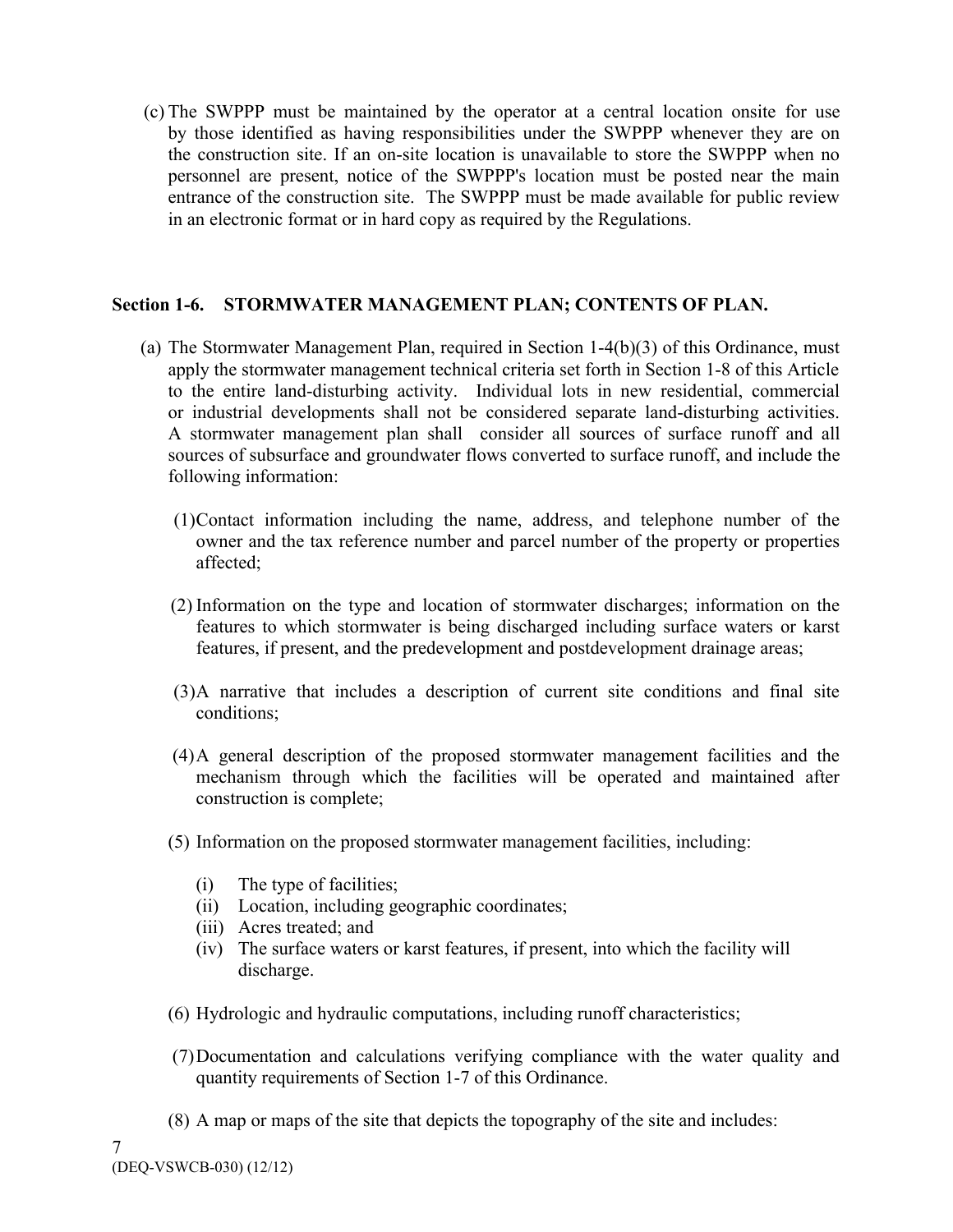(c) The SWPPP must be maintained by the operator at a central location onsite for use by those identified as having responsibilities under the SWPPP whenever they are on the construction site. If an on-site location is unavailable to store the SWPPP when no personnel are present, notice of the SWPPP's location must be posted near the main entrance of the construction site. The SWPPP must be made available for public review in an electronic format or in hard copy as required by the Regulations.

**Section 1-6. STORMWATER MANAGEMENT PLAN; CONTENTS OF PLAN.**

(a) The Stormwater Management Plan, required in Section 1-4(b)(3) of this Ordinance, must apply the stormwater management technical criteria set forth in Section 1-8 of this Article to the entire land-disturbing activity. Individual lots in new residential, commercial or industrial developments shall not be considered separate land-disturbing activities. A stormwater management plan shall consider all sources of surface runoff and all sources of subsurface and groundwater flows converted to surface runoff, and include the following information:

(1) Contact information including the name, address, and telephone number of the owner and the tax reference number and parcel number of the property or properties affected;

(2) Information on the type and location of stormwater discharges; information on the features to which stormwater is being discharged including surface waters or karst features, if present, and the predevelopment and postdevelopment drainage areas;

(3) A narrative that includes a description of current site conditions and final site conditions;

(4) A general description of the proposed stormwater management facilities and the mechanism through which the facilities will be operated and maintained after construction is complete;

(5) Information on the proposed stormwater management facilities, including:

(i) The type of facilities;
(ii) Location, including geographic coordinates;
(iii) Acres treated; and
(iv) The surface waters or karst features, if present, into which the facility will discharge.

(6) Hydrologic and hydraulic computations, including runoff characteristics;

(7) Documentation and calculations verifying compliance with the water quality and quantity requirements of Section 1-7 of this Ordinance.

(8) A map or maps of the site that depicts the topography of the site and includes:

(DEQ-VSWCB-030) (12/12)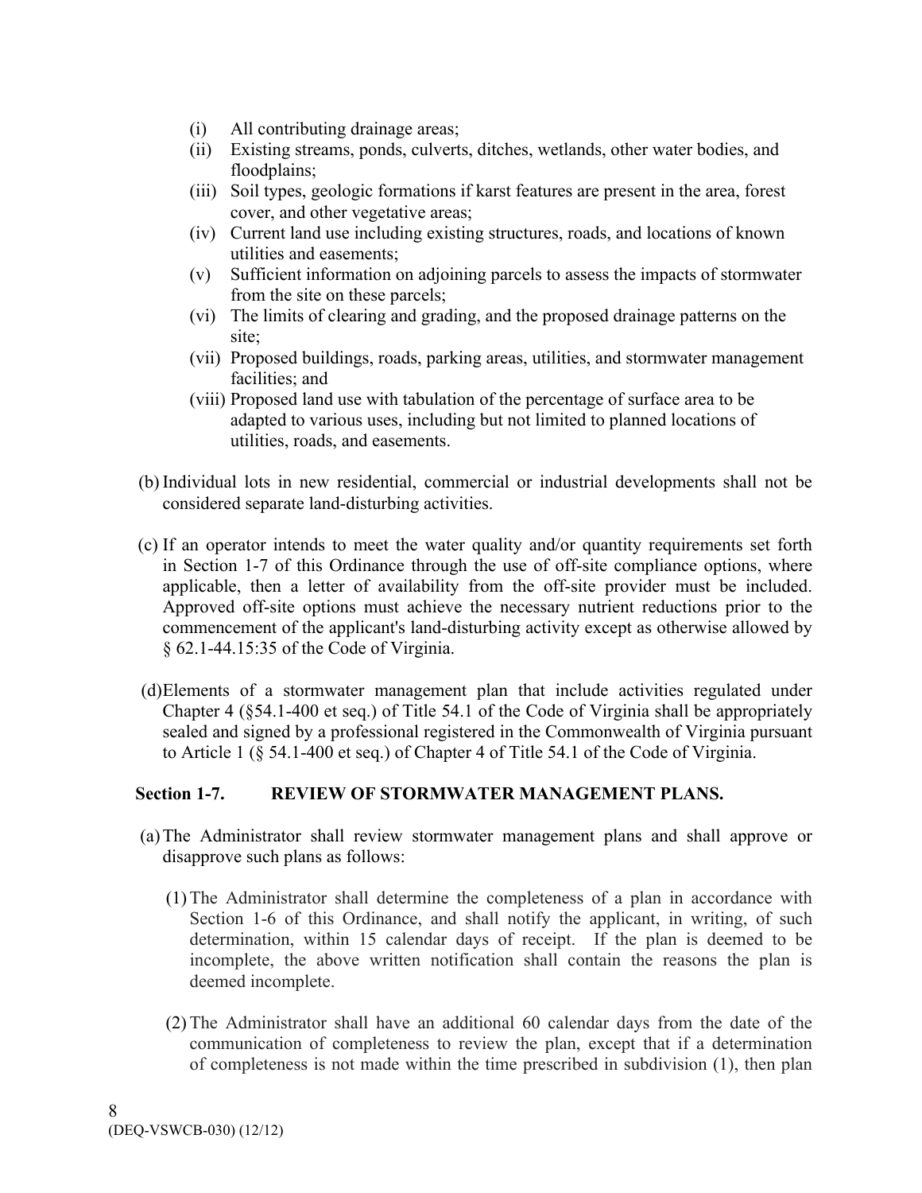(i) All contributing drainage areas;
(ii) Existing streams, ponds, culverts, ditches, wetlands, other water bodies, and floodplains;
(iii) Soil types, geologic formations if karst features are present in the area, forest cover, and other vegetative areas;
(iv) Current land use including existing structures, roads, and locations of known utilities and easements;
(v) Sufficient information on adjoining parcels to assess the impacts of stormwater from the site on these parcels;
(vi) The limits of clearing and grading, and the proposed drainage patterns on the site;
(vii) Proposed buildings, roads, parking areas, utilities, and stormwater management facilities; and
(viii) Proposed land use with tabulation of the percentage of surface area to be adapted to various uses, including but not limited to planned locations of utilities, roads, and easements.

(b) Individual lots in new residential, commercial or industrial developments shall not be considered separate land-disturbing activities.

(c) If an operator intends to meet the water quality and/or quantity requirements set forth in Section 1-7 of this Ordinance through the use of off-site compliance options, where applicable, then a letter of availability from the off-site provider must be included. Approved off-site options must achieve the necessary nutrient reductions prior to the commencement of the applicant's land-disturbing activity except as otherwise allowed by § 62.1-44.15:35 of the Code of Virginia.

(d) Elements of a stormwater management plan that include activities regulated under Chapter 4 (§54.1-400 et seq.) of Title 54.1 of the Code of Virginia shall be appropriately sealed and signed by a professional registered in the Commonwealth of Virginia pursuant to Article 1 (§ 54.1-400 et seq.) of Chapter 4 of Title 54.1 of the Code of Virginia.

## Section 1-7. REVIEW OF STORMWATER MANAGEMENT PLANS.

(a) The Administrator shall review stormwater management plans and shall approve or disapprove such plans as follows:

(1) The Administrator shall determine the completeness of a plan in accordance with Section 1-6 of this Ordinance, and shall notify the applicant, in writing, of such determination, within 15 calendar days of receipt. If the plan is deemed to be incomplete, the above written notification shall contain the reasons the plan is deemed incomplete.

(2) The Administrator shall have an additional 60 calendar days from the date of the communication of completeness to review the plan, except that if a determination of completeness is not made within the time prescribed in subdivision (1), then plan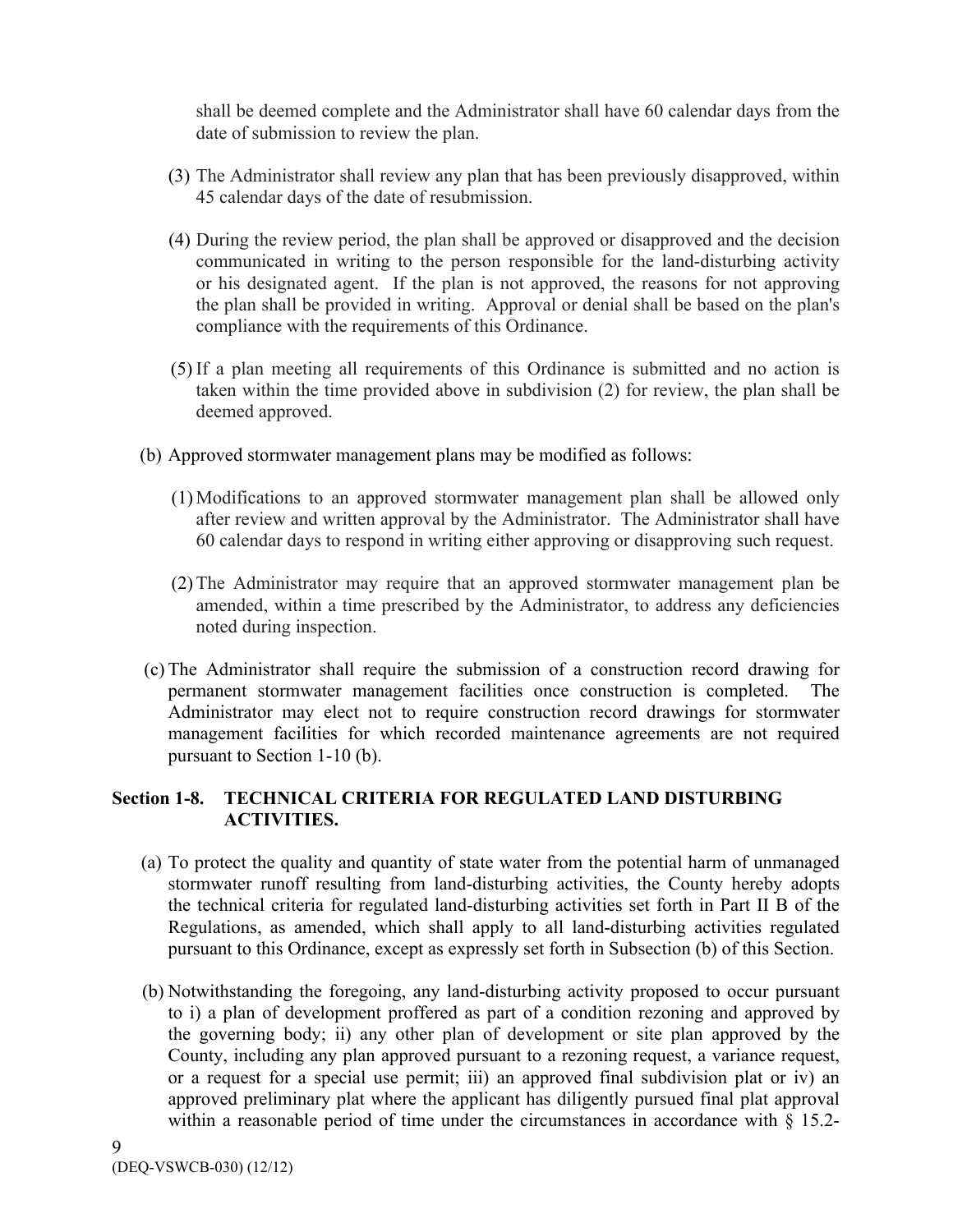shall be deemed complete and the Administrator shall have 60 calendar days from the date of submission to review the plan.

(3) The Administrator shall review any plan that has been previously disapproved, within 45 calendar days of the date of resubmission.

(4) During the review period, the plan shall be approved or disapproved and the decision communicated in writing to the person responsible for the land-disturbing activity or his designated agent. If the plan is not approved, the reasons for not approving the plan shall be provided in writing. Approval or denial shall be based on the plan's compliance with the requirements of this Ordinance.

(5) If a plan meeting all requirements of this Ordinance is submitted and no action is taken within the time provided above in subdivision (2) for review, the plan shall be deemed approved.

(b) Approved stormwater management plans may be modified as follows:

(1) Modifications to an approved stormwater management plan shall be allowed only after review and written approval by the Administrator. The Administrator shall have 60 calendar days to respond in writing either approving or disapproving such request.

(2) The Administrator may require that an approved stormwater management plan be amended, within a time prescribed by the Administrator, to address any deficiencies noted during inspection.

(c) The Administrator shall require the submission of a construction record drawing for permanent stormwater management facilities once construction is completed. The Administrator may elect not to require construction record drawings for stormwater management facilities for which recorded maintenance agreements are not required pursuant to Section 1-10 (b).

## Section 1-8. TECHNICAL CRITERIA FOR REGULATED LAND DISTURBING ACTIVITIES.

(a) To protect the quality and quantity of state water from the potential harm of unmanaged stormwater runoff resulting from land-disturbing activities, the County hereby adopts the technical criteria for regulated land-disturbing activities set forth in Part II B of the Regulations, as amended, which shall apply to all land-disturbing activities regulated pursuant to this Ordinance, except as expressly set forth in Subsection (b) of this Section.

(b) Notwithstanding the foregoing, any land-disturbing activity proposed to occur pursuant to i) a plan of development proffered as part of a condition rezoning and approved by the governing body; ii) any other plan of development or site plan approved by the County, including any plan approved pursuant to a rezoning request, a variance request, or a request for a special use permit; iii) an approved final subdivision plat or iv) an approved preliminary plat where the applicant has diligently pursued final plat approval within a reasonable period of time under the circumstances in accordance with § 15.2-

(DEQ-VSWCB-030) (12/12)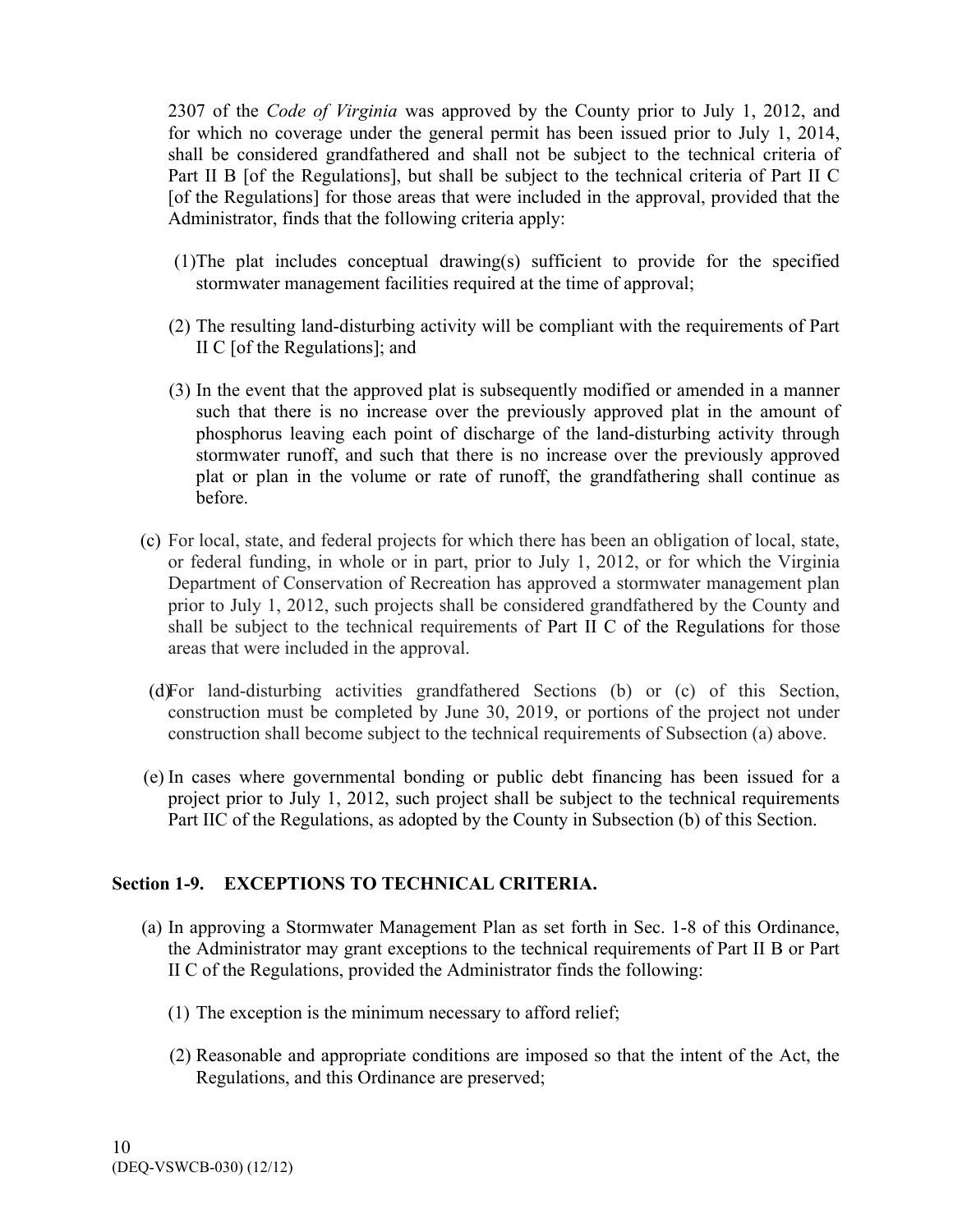2307 of the *Code of Virginia* was approved by the County prior to July 1, 2012, and for which no coverage under the general permit has been issued prior to July 1, 2014, shall be considered grandfathered and shall not be subject to the technical criteria of Part II B [of the Regulations], but shall be subject to the technical criteria of Part II C [of the Regulations] for those areas that were included in the approval, provided that the Administrator, finds that the following criteria apply:

(1) The plat includes conceptual drawing(s) sufficient to provide for the specified stormwater management facilities required at the time of approval;

(2) The resulting land-disturbing activity will be compliant with the requirements of Part II C [of the Regulations]; and

(3) In the event that the approved plat is subsequently modified or amended in a manner such that there is no increase over the previously approved plat in the amount of phosphorus leaving each point of discharge of the land-disturbing activity through stormwater runoff, and such that there is no increase over the previously approved plat or plan in the volume or rate of runoff, the grandfathering shall continue as before.

(c) For local, state, and federal projects for which there has been an obligation of local, state, or federal funding, in whole or in part, prior to July 1, 2012, or for which the Virginia Department of Conservation of Recreation has approved a stormwater management plan prior to July 1, 2012, such projects shall be considered grandfathered by the County and shall be subject to the technical requirements of Part II C of the Regulations for those areas that were included in the approval.

(d) For land-disturbing activities grandfathered Sections (b) or (c) of this Section, construction must be completed by June 30, 2019, or portions of the project not under construction shall become subject to the technical requirements of Subsection (a) above.

(e) In cases where governmental bonding or public debt financing has been issued for a project prior to July 1, 2012, such project shall be subject to the technical requirements Part IIC of the Regulations, as adopted by the County in Subsection (b) of this Section.

### Section 1-9. EXCEPTIONS TO TECHNICAL CRITERIA.

(a) In approving a Stormwater Management Plan as set forth in Sec. 1-8 of this Ordinance, the Administrator may grant exceptions to the technical requirements of Part II B or Part II C of the Regulations, provided the Administrator finds the following:

(1) The exception is the minimum necessary to afford relief;

(2) Reasonable and appropriate conditions are imposed so that the intent of the Act, the Regulations, and this Ordinance are preserved;

(DEQ-VSWCB-030) (12/12)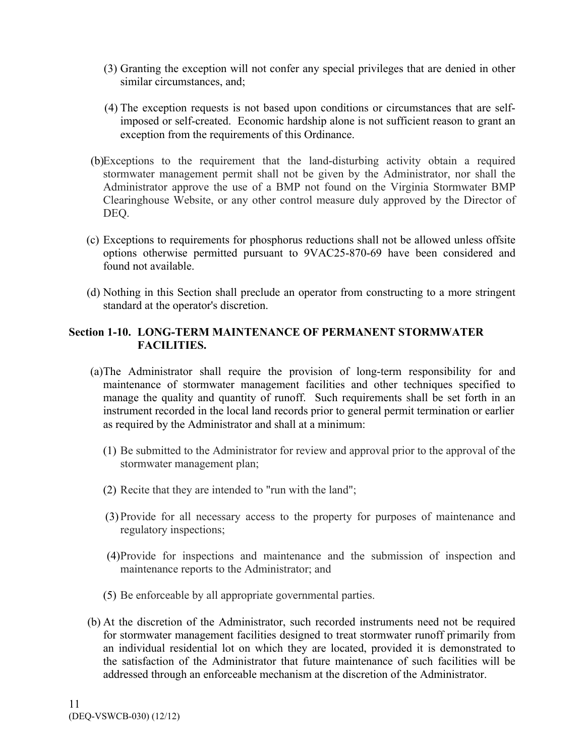(3) Granting the exception will not confer any special privileges that are denied in other similar circumstances, and;

(4) The exception requests is not based upon conditions or circumstances that are self-imposed or self-created. Economic hardship alone is not sufficient reason to grant an exception from the requirements of this Ordinance.

(b) Exceptions to the requirement that the land-disturbing activity obtain a required stormwater management permit shall not be given by the Administrator, nor shall the Administrator approve the use of a BMP not found on the Virginia Stormwater BMP Clearinghouse Website, or any other control measure duly approved by the Director of DEQ.

(c) Exceptions to requirements for phosphorus reductions shall not be allowed unless offsite options otherwise permitted pursuant to 9VAC25-870-69 have been considered and found not available.

(d) Nothing in this Section shall preclude an operator from constructing to a more stringent standard at the operator's discretion.

## Section 1-10. LONG-TERM MAINTENANCE OF PERMANENT STORMWATER FACILITIES.

(a) The Administrator shall require the provision of long-term responsibility for and maintenance of stormwater management facilities and other techniques specified to manage the quality and quantity of runoff. Such requirements shall be set forth in an instrument recorded in the local land records prior to general permit termination or earlier as required by the Administrator and shall at a minimum:

(1) Be submitted to the Administrator for review and approval prior to the approval of the stormwater management plan;

(2) Recite that they are intended to "run with the land";

(3) Provide for all necessary access to the property for purposes of maintenance and regulatory inspections;

(4) Provide for inspections and maintenance and the submission of inspection and maintenance reports to the Administrator; and

(5) Be enforceable by all appropriate governmental parties.

(b) At the discretion of the Administrator, such recorded instruments need not be required for stormwater management facilities designed to treat stormwater runoff primarily from an individual residential lot on which they are located, provided it is demonstrated to the satisfaction of the Administrator that future maintenance of such facilities will be addressed through an enforceable mechanism at the discretion of the Administrator.

(DEQ-VSWCB-030) (12/12)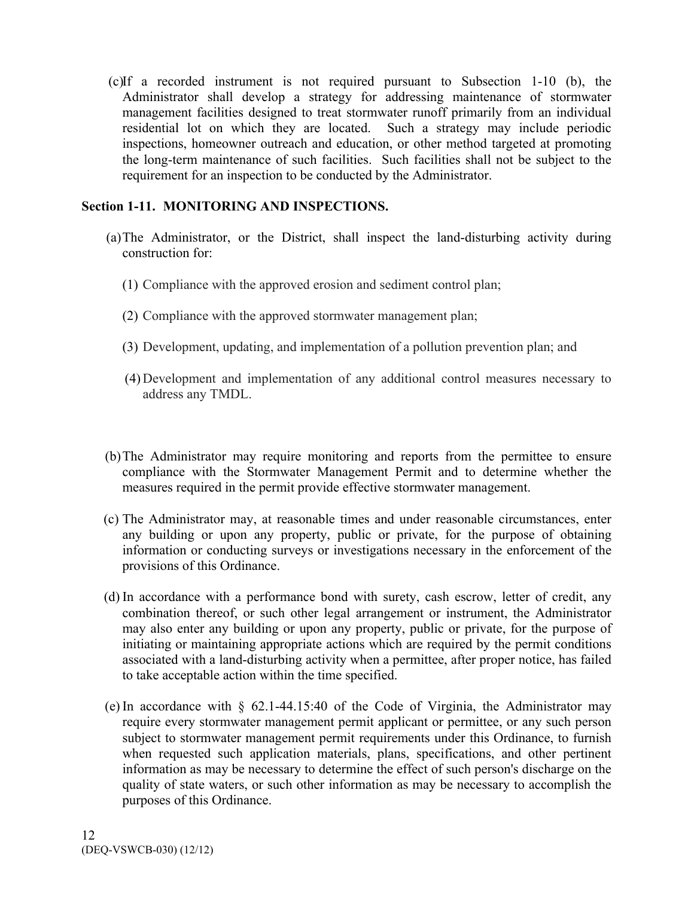(c) If a recorded instrument is not required pursuant to Subsection 1-10 (b), the Administrator shall develop a strategy for addressing maintenance of stormwater management facilities designed to treat stormwater runoff primarily from an individual residential lot on which they are located. Such a strategy may include periodic inspections, homeowner outreach and education, or other method targeted at promoting the long-term maintenance of such facilities. Such facilities shall not be subject to the requirement for an inspection to be conducted by the Administrator.

**Section 1-11. MONITORING AND INSPECTIONS.**

(a) The Administrator, or the District, shall inspect the land-disturbing activity during construction for:

(1) Compliance with the approved erosion and sediment control plan;

(2) Compliance with the approved stormwater management plan;

(3) Development, updating, and implementation of a pollution prevention plan; and

(4) Development and implementation of any additional control measures necessary to address any TMDL.

(b) The Administrator may require monitoring and reports from the permittee to ensure compliance with the Stormwater Management Permit and to determine whether the measures required in the permit provide effective stormwater management.

(c) The Administrator may, at reasonable times and under reasonable circumstances, enter any building or upon any property, public or private, for the purpose of obtaining information or conducting surveys or investigations necessary in the enforcement of the provisions of this Ordinance.

(d) In accordance with a performance bond with surety, cash escrow, letter of credit, any combination thereof, or such other legal arrangement or instrument, the Administrator may also enter any building or upon any property, public or private, for the purpose of initiating or maintaining appropriate actions which are required by the permit conditions associated with a land-disturbing activity when a permittee, after proper notice, has failed to take acceptable action within the time specified.

(e) In accordance with § 62.1-44.15:40 of the Code of Virginia, the Administrator may require every stormwater management permit applicant or permittee, or any such person subject to stormwater management permit requirements under this Ordinance, to furnish when requested such application materials, plans, specifications, and other pertinent information as may be necessary to determine the effect of such person's discharge on the quality of state waters, or such other information as may be necessary to accomplish the purposes of this Ordinance.

(DEQ-VSWCB-030) (12/12)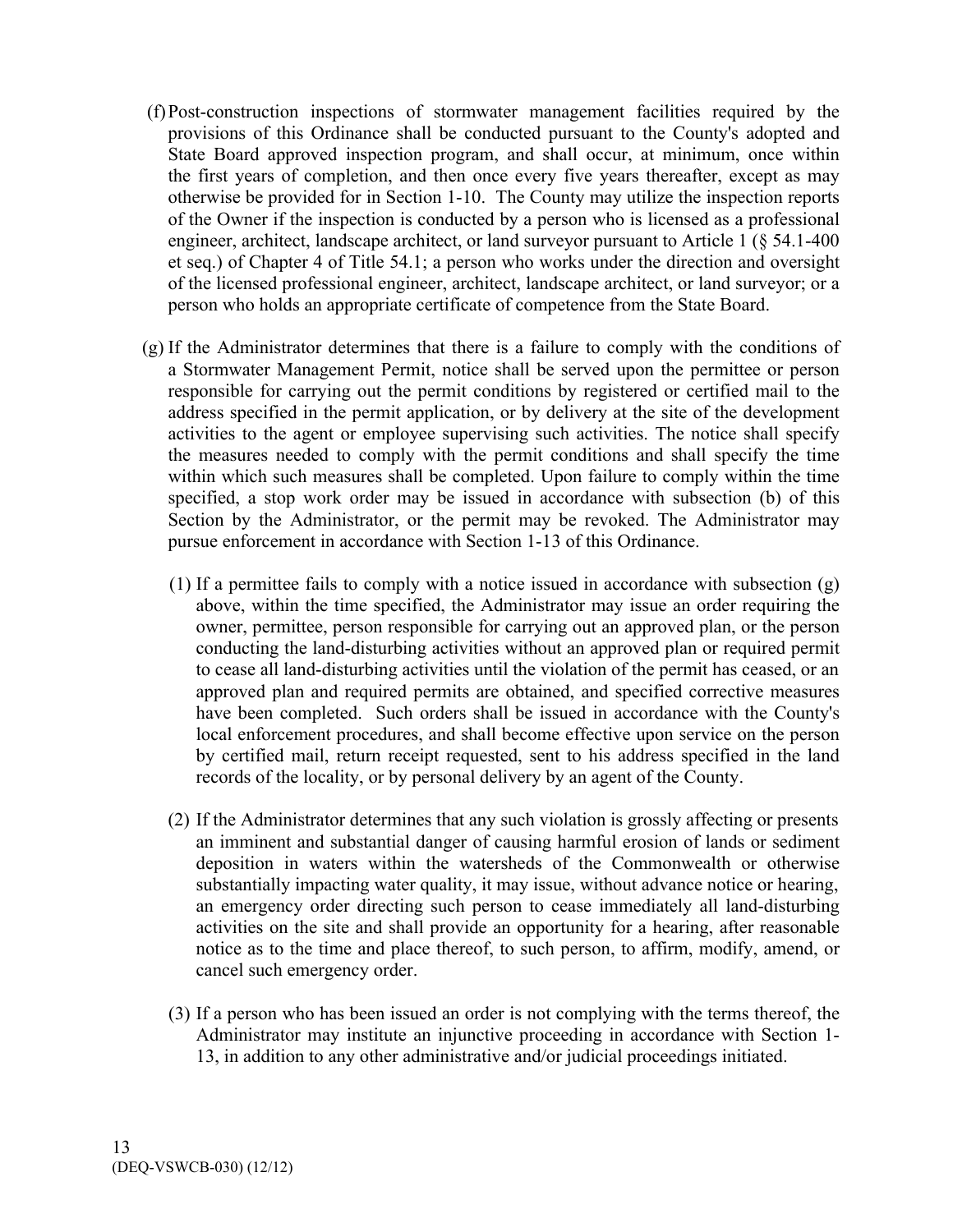(f) Post-construction inspections of stormwater management facilities required by the provisions of this Ordinance shall be conducted pursuant to the County's adopted and State Board approved inspection program, and shall occur, at minimum, once within the first years of completion, and then once every five years thereafter, except as may otherwise be provided for in Section 1-10. The County may utilize the inspection reports of the Owner if the inspection is conducted by a person who is licensed as a professional engineer, architect, landscape architect, or land surveyor pursuant to Article 1 (§ 54.1-400 et seq.) of Chapter 4 of Title 54.1; a person who works under the direction and oversight of the licensed professional engineer, architect, landscape architect, or land surveyor; or a person who holds an appropriate certificate of competence from the State Board.

(g) If the Administrator determines that there is a failure to comply with the conditions of a Stormwater Management Permit, notice shall be served upon the permittee or person responsible for carrying out the permit conditions by registered or certified mail to the address specified in the permit application, or by delivery at the site of the development activities to the agent or employee supervising such activities. The notice shall specify the measures needed to comply with the permit conditions and shall specify the time within which such measures shall be completed. Upon failure to comply within the time specified, a stop work order may be issued in accordance with subsection (b) of this Section by the Administrator, or the permit may be revoked. The Administrator may pursue enforcement in accordance with Section 1-13 of this Ordinance.

(1) If a permittee fails to comply with a notice issued in accordance with subsection (g) above, within the time specified, the Administrator may issue an order requiring the owner, permittee, person responsible for carrying out an approved plan, or the person conducting the land-disturbing activities without an approved plan or required permit to cease all land-disturbing activities until the violation of the permit has ceased, or an approved plan and required permits are obtained, and specified corrective measures have been completed. Such orders shall be issued in accordance with the County's local enforcement procedures, and shall become effective upon service on the person by certified mail, return receipt requested, sent to his address specified in the land records of the locality, or by personal delivery by an agent of the County.

(2) If the Administrator determines that any such violation is grossly affecting or presents an imminent and substantial danger of causing harmful erosion of lands or sediment deposition in waters within the watersheds of the Commonwealth or otherwise substantially impacting water quality, it may issue, without advance notice or hearing, an emergency order directing such person to cease immediately all land-disturbing activities on the site and shall provide an opportunity for a hearing, after reasonable notice as to the time and place thereof, to such person, to affirm, modify, amend, or cancel such emergency order.

(3) If a person who has been issued an order is not complying with the terms thereof, the Administrator may institute an injunctive proceeding in accordance with Section 1-13, in addition to any other administrative and/or judicial proceedings initiated.

(DEQ-VSWCB-030) (12/12)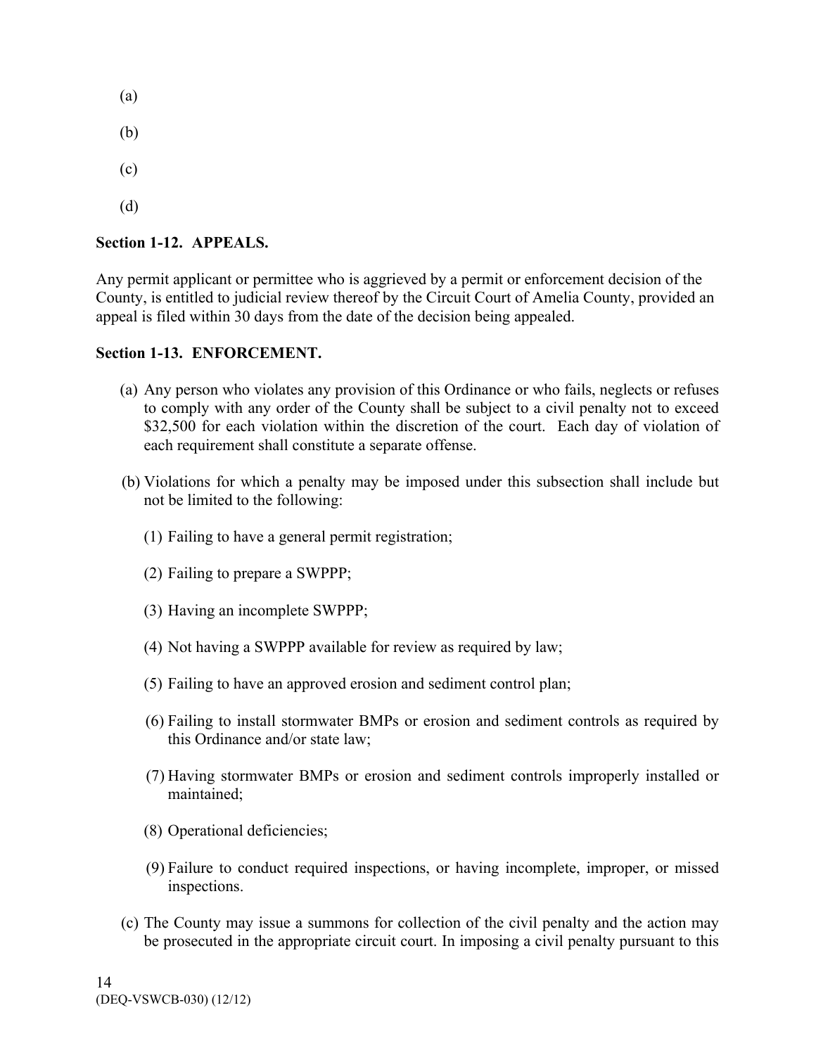(a)

(b)

(c)

(d)

**Section 1-12. APPEALS.**

Any permit applicant or permittee who is aggrieved by a permit or enforcement decision of the County, is entitled to judicial review thereof by the Circuit Court of Amelia County, provided an appeal is filed within 30 days from the date of the decision being appealed.

**Section 1-13. ENFORCEMENT.**

(a) Any person who violates any provision of this Ordinance or who fails, neglects or refuses to comply with any order of the County shall be subject to a civil penalty not to exceed $32,500 for each violation within the discretion of the court. Each day of violation of each requirement shall constitute a separate offense.

(b) Violations for which a penalty may be imposed under this subsection shall include but not be limited to the following:

   (1) Failing to have a general permit registration;

   (2) Failing to prepare a SWPPP;

   (3) Having an incomplete SWPPP;

   (4) Not having a SWPPP available for review as required by law;

   (5) Failing to have an approved erosion and sediment control plan;

   (6) Failing to install stormwater BMPs or erosion and sediment controls as required by this Ordinance and/or state law;

   (7) Having stormwater BMPs or erosion and sediment controls improperly installed or maintained;

   (8) Operational deficiencies;

   (9) Failure to conduct required inspections, or having incomplete, improper, or missed inspections.

(c) The County may issue a summons for collection of the civil penalty and the action may be prosecuted in the appropriate circuit court. In imposing a civil penalty pursuant to this

(DEQ-VSWCB-030) (12/12)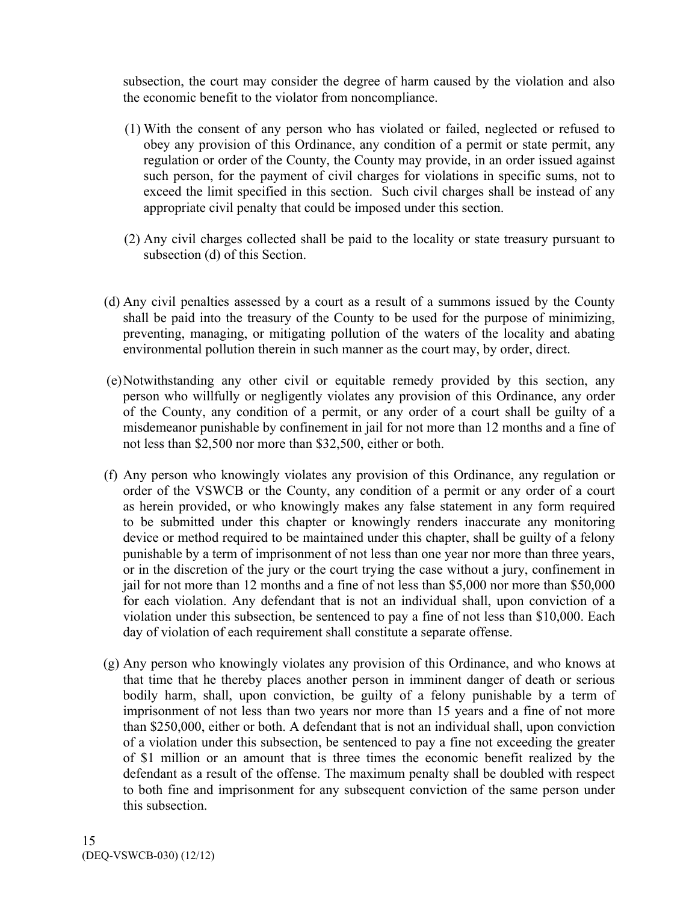subsection, the court may consider the degree of harm caused by the violation and also the economic benefit to the violator from noncompliance.

(1) With the consent of any person who has violated or failed, neglected or refused to obey any provision of this Ordinance, any condition of a permit or state permit, any regulation or order of the County, the County may provide, in an order issued against such person, for the payment of civil charges for violations in specific sums, not to exceed the limit specified in this section. Such civil charges shall be instead of any appropriate civil penalty that could be imposed under this section.

(2) Any civil charges collected shall be paid to the locality or state treasury pursuant to subsection (d) of this Section.

(d) Any civil penalties assessed by a court as a result of a summons issued by the County shall be paid into the treasury of the County to be used for the purpose of minimizing, preventing, managing, or mitigating pollution of the waters of the locality and abating environmental pollution therein in such manner as the court may, by order, direct.

(e) Notwithstanding any other civil or equitable remedy provided by this section, any person who willfully or negligently violates any provision of this Ordinance, any order of the County, any condition of a permit, or any order of a court shall be guilty of a misdemeanor punishable by confinement in jail for not more than 12 months and a fine of not less than $2,500 nor more than $32,500, either or both.

(f) Any person who knowingly violates any provision of this Ordinance, any regulation or order of the VSWCB or the County, any condition of a permit or any order of a court as herein provided, or who knowingly makes any false statement in any form required to be submitted under this chapter or knowingly renders inaccurate any monitoring device or method required to be maintained under this chapter, shall be guilty of a felony punishable by a term of imprisonment of not less than one year nor more than three years, or in the discretion of the jury or the court trying the case without a jury, confinement in jail for not more than 12 months and a fine of not less than $5,000 nor more than $50,000 for each violation. Any defendant that is not an individual shall, upon conviction of a violation under this subsection, be sentenced to pay a fine of not less than $10,000. Each day of violation of each requirement shall constitute a separate offense.

(g) Any person who knowingly violates any provision of this Ordinance, and who knows at that time that he thereby places another person in imminent danger of death or serious bodily harm, shall, upon conviction, be guilty of a felony punishable by a term of imprisonment of not less than two years nor more than 15 years and a fine of not more than $250,000, either or both. A defendant that is not an individual shall, upon conviction of a violation under this subsection, be sentenced to pay a fine not exceeding the greater of $1 million or an amount that is three times the economic benefit realized by the defendant as a result of the offense. The maximum penalty shall be doubled with respect to both fine and imprisonment for any subsequent conviction of the same person under this subsection.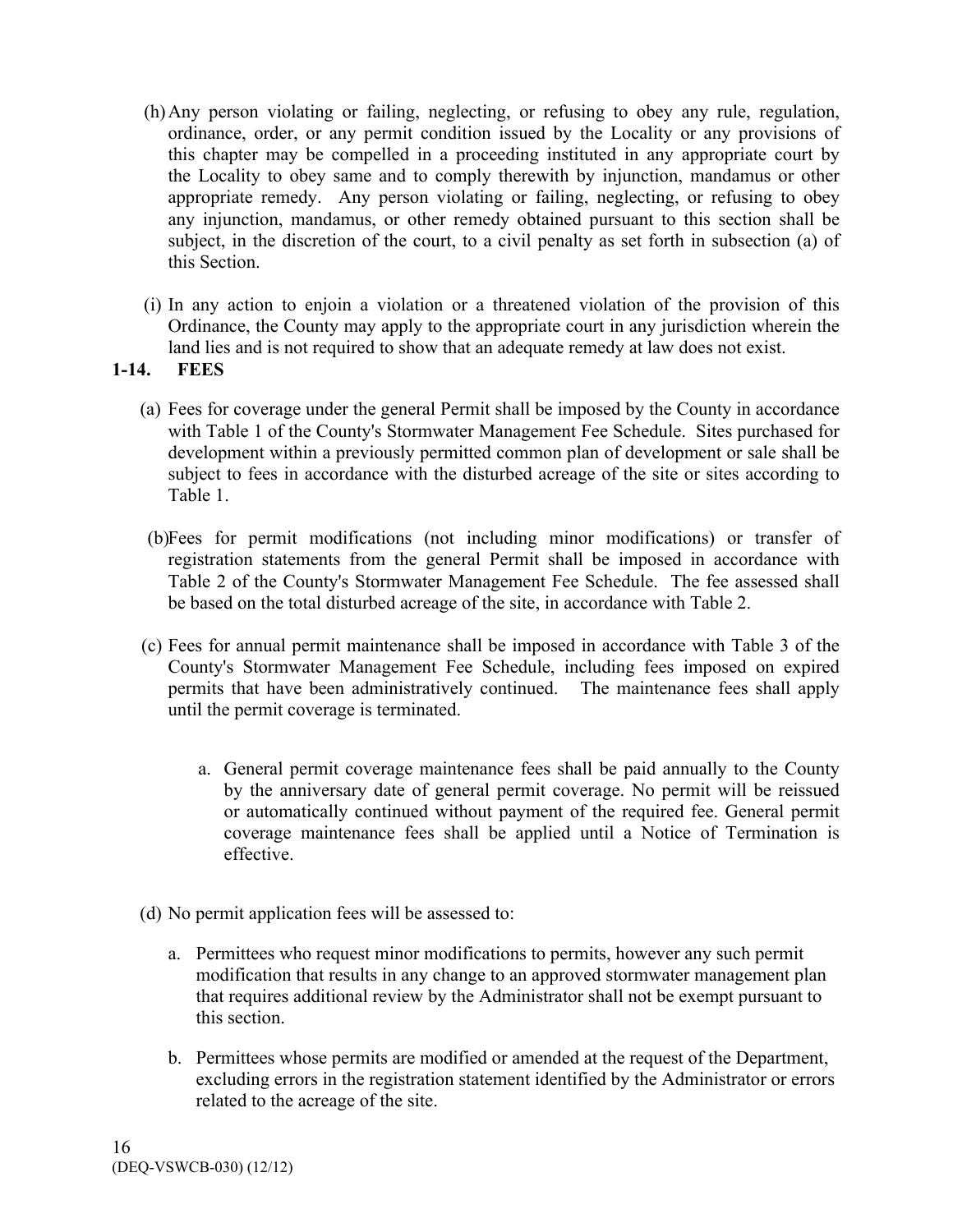(h) Any person violating or failing, neglecting, or refusing to obey any rule, regulation, ordinance, order, or any permit condition issued by the Locality or any provisions of this chapter may be compelled in a proceeding instituted in any appropriate court by the Locality to obey same and to comply therewith by injunction, mandamus or other appropriate remedy. Any person violating or failing, neglecting, or refusing to obey any injunction, mandamus, or other remedy obtained pursuant to this section shall be subject, in the discretion of the court, to a civil penalty as set forth in subsection (a) of this Section.

(i) In any action to enjoin a violation or a threatened violation of the provision of this Ordinance, the County may apply to the appropriate court in any jurisdiction wherein the land lies and is not required to show that an adequate remedy at law does not exist.

**1-14. FEES**

(a) Fees for coverage under the general Permit shall be imposed by the County in accordance with Table 1 of the County's Stormwater Management Fee Schedule. Sites purchased for development within a previously permitted common plan of development or sale shall be subject to fees in accordance with the disturbed acreage of the site or sites according to Table 1.

(b) Fees for permit modifications (not including minor modifications) or transfer of registration statements from the general Permit shall be imposed in accordance with Table 2 of the County's Stormwater Management Fee Schedule. The fee assessed shall be based on the total disturbed acreage of the site, in accordance with Table 2.

(c) Fees for annual permit maintenance shall be imposed in accordance with Table 3 of the County's Stormwater Management Fee Schedule, including fees imposed on expired permits that have been administratively continued. The maintenance fees shall apply until the permit coverage is terminated.

a. General permit coverage maintenance fees shall be paid annually to the County by the anniversary date of general permit coverage. No permit will be reissued or automatically continued without payment of the required fee. General permit coverage maintenance fees shall be applied until a Notice of Termination is effective.

(d) No permit application fees will be assessed to:

a. Permittees who request minor modifications to permits, however any such permit modification that results in any change to an approved stormwater management plan that requires additional review by the Administrator shall not be exempt pursuant to this section.

b. Permittees whose permits are modified or amended at the request of the Department, excluding errors in the registration statement identified by the Administrator or errors related to the acreage of the site.

(DEQ-VSWCB-030) (12/12)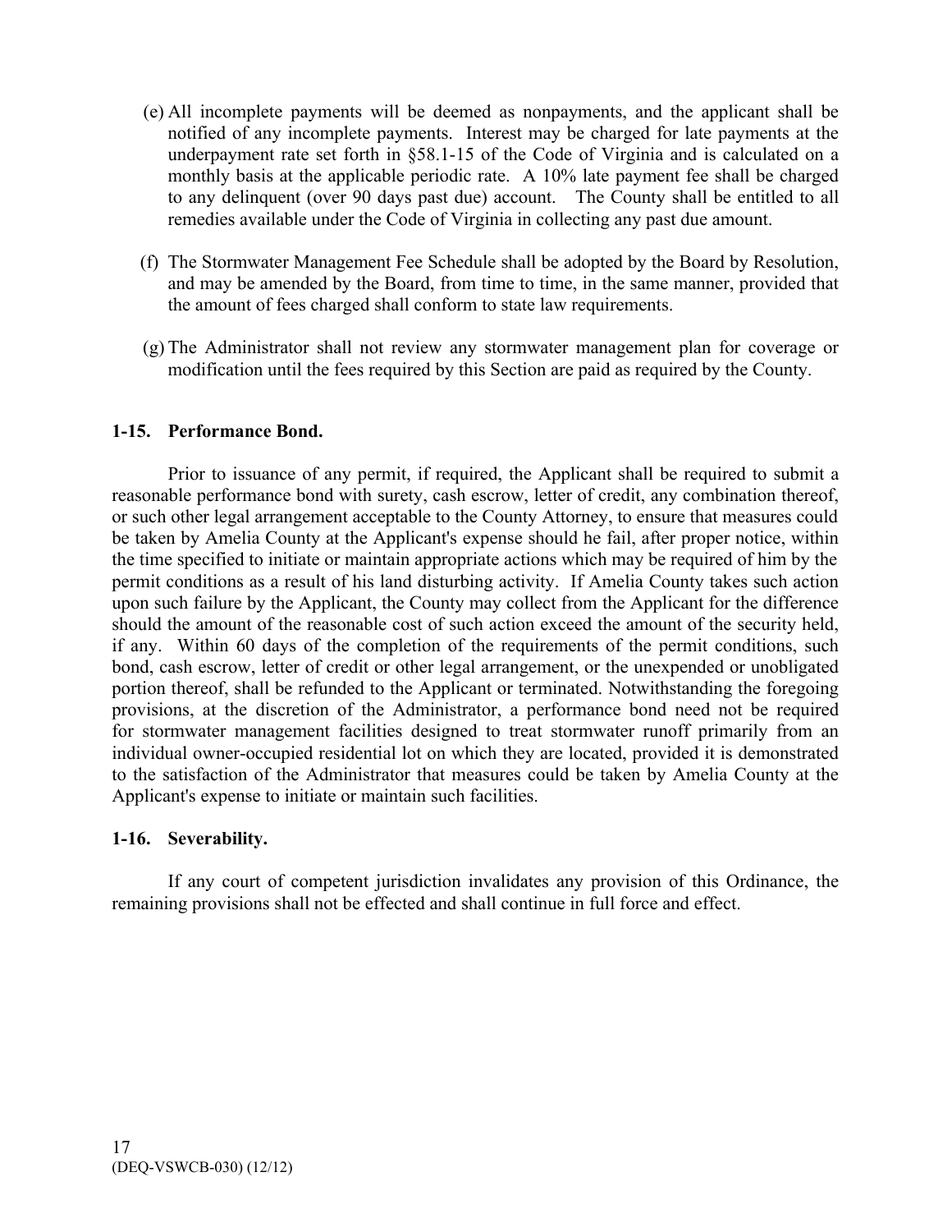(e) All incomplete payments will be deemed as nonpayments, and the applicant shall be notified of any incomplete payments. Interest may be charged for late payments at the underpayment rate set forth in §58.1-15 of the Code of Virginia and is calculated on a monthly basis at the applicable periodic rate. A 10% late payment fee shall be charged to any delinquent (over 90 days past due) account. The County shall be entitled to all remedies available under the Code of Virginia in collecting any past due amount.

(f) The Stormwater Management Fee Schedule shall be adopted by the Board by Resolution, and may be amended by the Board, from time to time, in the same manner, provided that the amount of fees charged shall conform to state law requirements.

(g) The Administrator shall not review any stormwater management plan for coverage or modification until the fees required by this Section are paid as required by the County.

**1-15. Performance Bond.**

Prior to issuance of any permit, if required, the Applicant shall be required to submit a reasonable performance bond with surety, cash escrow, letter of credit, any combination thereof, or such other legal arrangement acceptable to the County Attorney, to ensure that measures could be taken by Amelia County at the Applicant's expense should he fail, after proper notice, within the time specified to initiate or maintain appropriate actions which may be required of him by the permit conditions as a result of his land disturbing activity. If Amelia County takes such action upon such failure by the Applicant, the County may collect from the Applicant for the difference should the amount of the reasonable cost of such action exceed the amount of the security held, if any. Within 60 days of the completion of the requirements of the permit conditions, such bond, cash escrow, letter of credit or other legal arrangement, or the unexpended or unobligated portion thereof, shall be refunded to the Applicant or terminated. Notwithstanding the foregoing provisions, at the discretion of the Administrator, a performance bond need not be required for stormwater management facilities designed to treat stormwater runoff primarily from an individual owner-occupied residential lot on which they are located, provided it is demonstrated to the satisfaction of the Administrator that measures could be taken by Amelia County at the Applicant's expense to initiate or maintain such facilities.

**1-16. Severability.**

If any court of competent jurisdiction invalidates any provision of this Ordinance, the remaining provisions shall not be effected and shall continue in full force and effect.

(DEQ-VSWCB-030) (12/12)